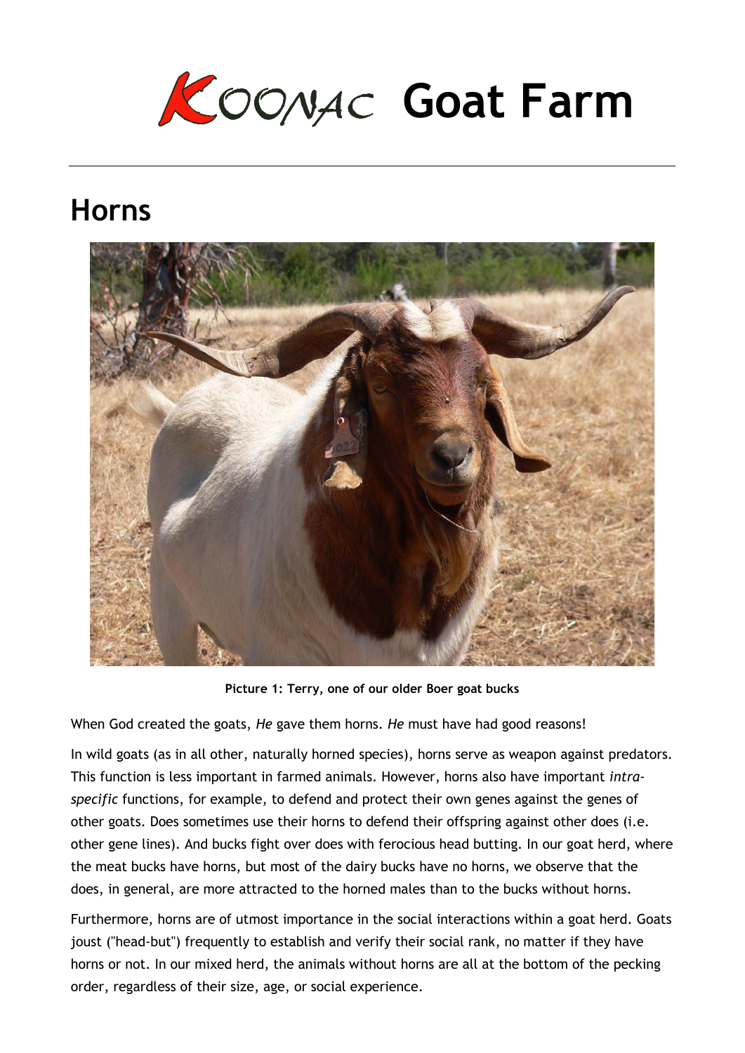# KOONAC Goat Farm

## Horns

**Picture 1: Terry, one of our older Boer goat bucks**

When God created the goats, *He* gave them horns. *He* must have had good reasons!

In wild goats (as in all other, naturally horned species), horns serve as weapon against predators. This function is less important in farmed animals. However, horns also have important *intra-specific* functions, for example, to defend and protect their own genes against the genes of other goats. Does sometimes use their horns to defend their offspring against other does (i.e. other gene lines). And bucks fight over does with ferocious head butting. In our goat herd, where the meat bucks have horns, but most of the dairy bucks have no horns, we observe that the does, in general, are more attracted to the horned males than to the bucks without horns.

Furthermore, horns are of utmost importance in the social interactions within a goat herd. Goats joust ("head-but") frequently to establish and verify their social rank, no matter if they have horns or not. In our mixed herd, the animals without horns are all at the bottom of the pecking order, regardless of their size, age, or social experience.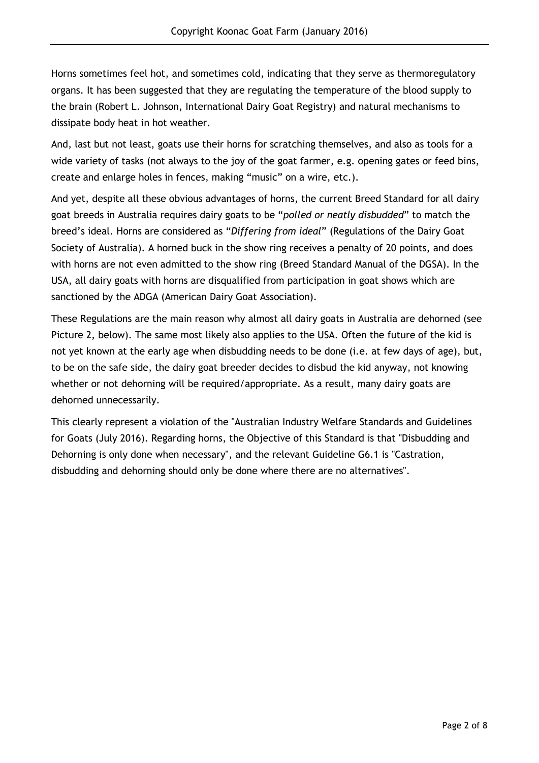Horns sometimes feel hot, and sometimes cold, indicating that they serve as thermoregulatory organs. It has been suggested that they are regulating the temperature of the blood supply to the brain (Robert L. Johnson, International Dairy Goat Registry) and natural mechanisms to dissipate body heat in hot weather.

And, last but not least, goats use their horns for scratching themselves, and also as tools for a wide variety of tasks (not always to the joy of the goat farmer, e.g. opening gates or feed bins, create and enlarge holes in fences, making "music" on a wire, etc.).

And yet, despite all these obvious advantages of horns, the current Breed Standard for all dairy goat breeds in Australia requires dairy goats to be "*polled or neatly disbudded*" to match the breed's ideal. Horns are considered as "*Differing from ideal*" (Regulations of the Dairy Goat Society of Australia). A horned buck in the show ring receives a penalty of 20 points, and does with horns are not even admitted to the show ring (Breed Standard Manual of the DGSA). In the USA, all dairy goats with horns are disqualified from participation in goat shows which are sanctioned by the ADGA (American Dairy Goat Association).

These Regulations are the main reason why almost all dairy goats in Australia are dehorned (see Picture 2, below). The same most likely also applies to the USA. Often the future of the kid is not yet known at the early age when disbudding needs to be done (i.e. at few days of age), but, to be on the safe side, the dairy goat breeder decides to disbud the kid anyway, not knowing whether or not dehorning will be required/appropriate. As a result, many dairy goats are dehorned unnecessarily.

This clearly represent a violation of the "Australian Industry Welfare Standards and Guidelines for Goats (July 2016). Regarding horns, the Objective of this Standard is that "Disbudding and Dehorning is only done when necessary", and the relevant Guideline G6.1 is "Castration, disbudding and dehorning should only be done where there are no alternatives".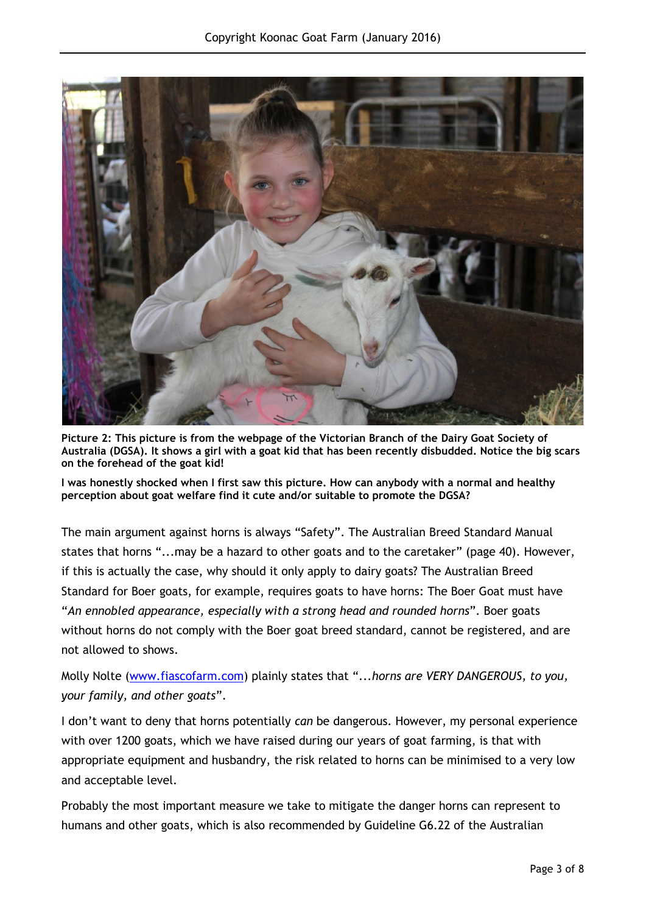**Picture 2: This picture is from the webpage of the Victorian Branch of the Dairy Goat Society of Australia (DGSA). It shows a girl with a goat kid that has been recently disbudded. Notice the big scars on the forehead of the goat kid!**

**I was honestly shocked when I first saw this picture. How can anybody with a normal and healthy perception about goat welfare find it cute and/or suitable to promote the DGSA?**

The main argument against horns is always "Safety". The Australian Breed Standard Manual states that horns "...may be a hazard to other goats and to the caretaker" (page 40). However, if this is actually the case, why should it only apply to dairy goats? The Australian Breed Standard for Boer goats, for example, requires goats to have horns: The Boer Goat must have "*An ennobled appearance, especially with a strong head and rounded horns*". Boer goats without horns do not comply with the Boer goat breed standard, cannot be registered, and are not allowed to shows.

Molly Nolte ([www.fiascofarm.com](www.fiascofarm.com)) plainly states that "*...horns are VERY DANGEROUS, to you, your family, and other goats*".

I don't want to deny that horns potentially *can* be dangerous. However, my personal experience with over 1200 goats, which we have raised during our years of goat farming, is that with appropriate equipment and husbandry, the risk related to horns can be minimised to a very low and acceptable level.

Probably the most important measure we take to mitigate the danger horns can represent to humans and other goats, which is also recommended by Guideline G6.22 of the Australian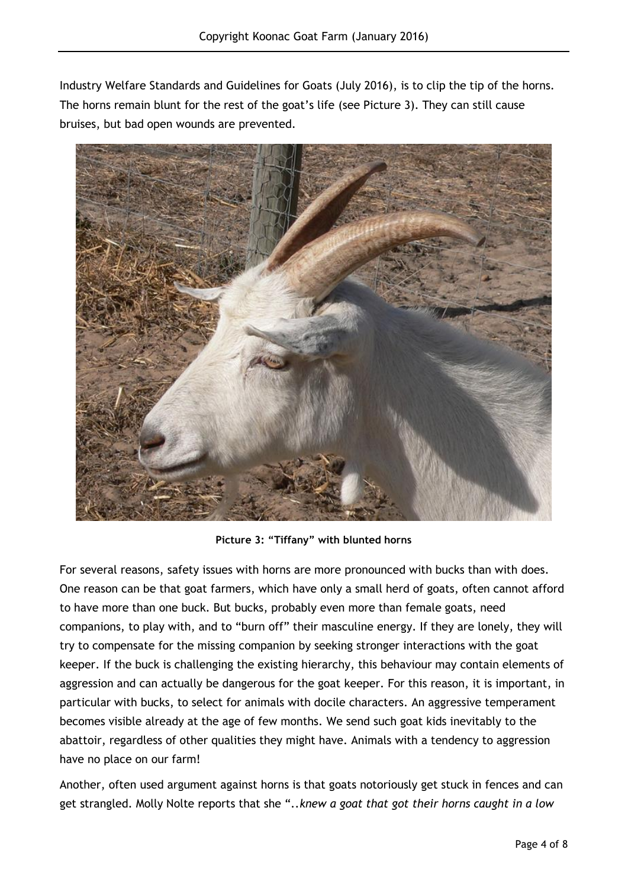Industry Welfare Standards and Guidelines for Goats (July 2016), is to clip the tip of the horns. The horns remain blunt for the rest of the goat's life (see Picture 3). They can still cause bruises, but bad open wounds are prevented.

**Picture 3: "Tiffany" with blunted horns**

For several reasons, safety issues with horns are more pronounced with bucks than with does. One reason can be that goat farmers, which have only a small herd of goats, often cannot afford to have more than one buck. But bucks, probably even more than female goats, need companions, to play with, and to "burn off" their masculine energy. If they are lonely, they will try to compensate for the missing companion by seeking stronger interactions with the goat keeper. If the buck is challenging the existing hierarchy, this behaviour may contain elements of aggression and can actually be dangerous for the goat keeper. For this reason, it is important, in particular with bucks, to select for animals with docile characters. An aggressive temperament becomes visible already at the age of few months. We send such goat kids inevitably to the abattoir, regardless of other qualities they might have. Animals with a tendency to aggression have no place on our farm!

Another, often used argument against horns is that goats notoriously get stuck in fences and can get strangled. Molly Nolte reports that she "..*knew a goat that got their horns caught in a low*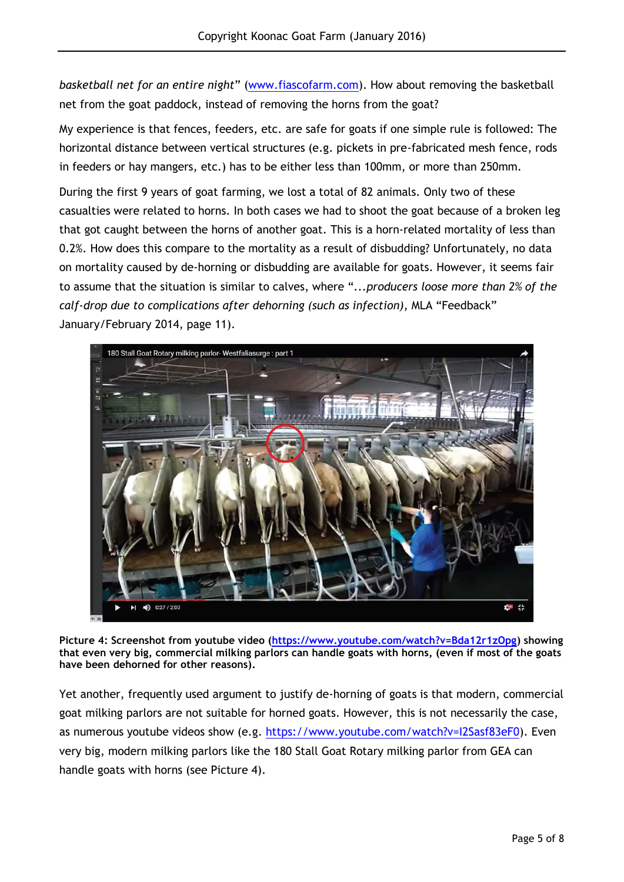*basketball net for an entire night*" (www.fiascofarm.com). How about removing the basketball net from the goat paddock, instead of removing the horns from the goat?

My experience is that fences, feeders, etc. are safe for goats if one simple rule is followed: The horizontal distance between vertical structures (e.g. pickets in pre-fabricated mesh fence, rods in feeders or hay mangers, etc.) has to be either less than 100mm, or more than 250mm.

During the first 9 years of goat farming, we lost a total of 82 animals. Only two of these casualties were related to horns. In both cases we had to shoot the goat because of a broken leg that got caught between the horns of another goat. This is a horn-related mortality of less than 0.2%. How does this compare to the mortality as a result of disbudding? Unfortunately, no data on mortality caused by de-horning or disbudding are available for goats. However, it seems fair to assume that the situation is similar to calves, where "*...producers loose more than 2% of the calf-drop due to complications after dehorning (such as infection)*, MLA "Feedback" January/February 2014, page 11).

**Picture 4: Screenshot from youtube video (https://www.youtube.com/watch?v=Bda12r1zOpg) showing that even very big, commercial milking parlors can handle goats with horns, (even if most of the goats have been dehorned for other reasons).**

Yet another, frequently used argument to justify de-horning of goats is that modern, commercial goat milking parlors are not suitable for horned goats. However, this is not necessarily the case, as numerous youtube videos show (e.g. https://www.youtube.com/watch?v=I2Sasf83eF0). Even very big, modern milking parlors like the 180 Stall Goat Rotary milking parlor from GEA can handle goats with horns (see Picture 4).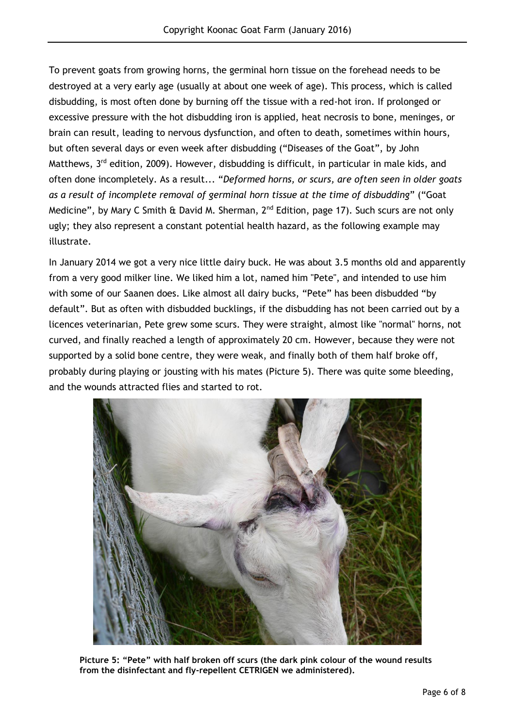To prevent goats from growing horns, the germinal horn tissue on the forehead needs to be destroyed at a very early age (usually at about one week of age). This process, which is called disbudding, is most often done by burning off the tissue with a red-hot iron. If prolonged or excessive pressure with the hot disbudding iron is applied, heat necrosis to bone, meninges, or brain can result, leading to nervous dysfunction, and often to death, sometimes within hours, but often several days or even week after disbudding ("Diseases of the Goat", by John Matthews, 3rd edition, 2009). However, disbudding is difficult, in particular in male kids, and often done incompletely. As a result... "*Deformed horns, or scurs, are often seen in older goats as a result of incomplete removal of germinal horn tissue at the time of disbudding*" ("Goat Medicine", by Mary C Smith & David M. Sherman, 2nd Edition, page 17). Such scurs are not only ugly; they also represent a constant potential health hazard, as the following example may illustrate.

In January 2014 we got a very nice little dairy buck. He was about 3.5 months old and apparently from a very good milker line. We liked him a lot, named him "Pete", and intended to use him with some of our Saanen does. Like almost all dairy bucks, "Pete" has been disbudded "by default". But as often with disbudded bucklings, if the disbudding has not been carried out by a licences veterinarian, Pete grew some scurs. They were straight, almost like "normal" horns, not curved, and finally reached a length of approximately 20 cm. However, because they were not supported by a solid bone centre, they were weak, and finally both of them half broke off, probably during playing or jousting with his mates (Picture 5). There was quite some bleeding, and the wounds attracted flies and started to rot.

**Picture 5: "Pete" with half broken off scurs (the dark pink colour of the wound results from the disinfectant and fly-repellent CETRIGEN we administered).**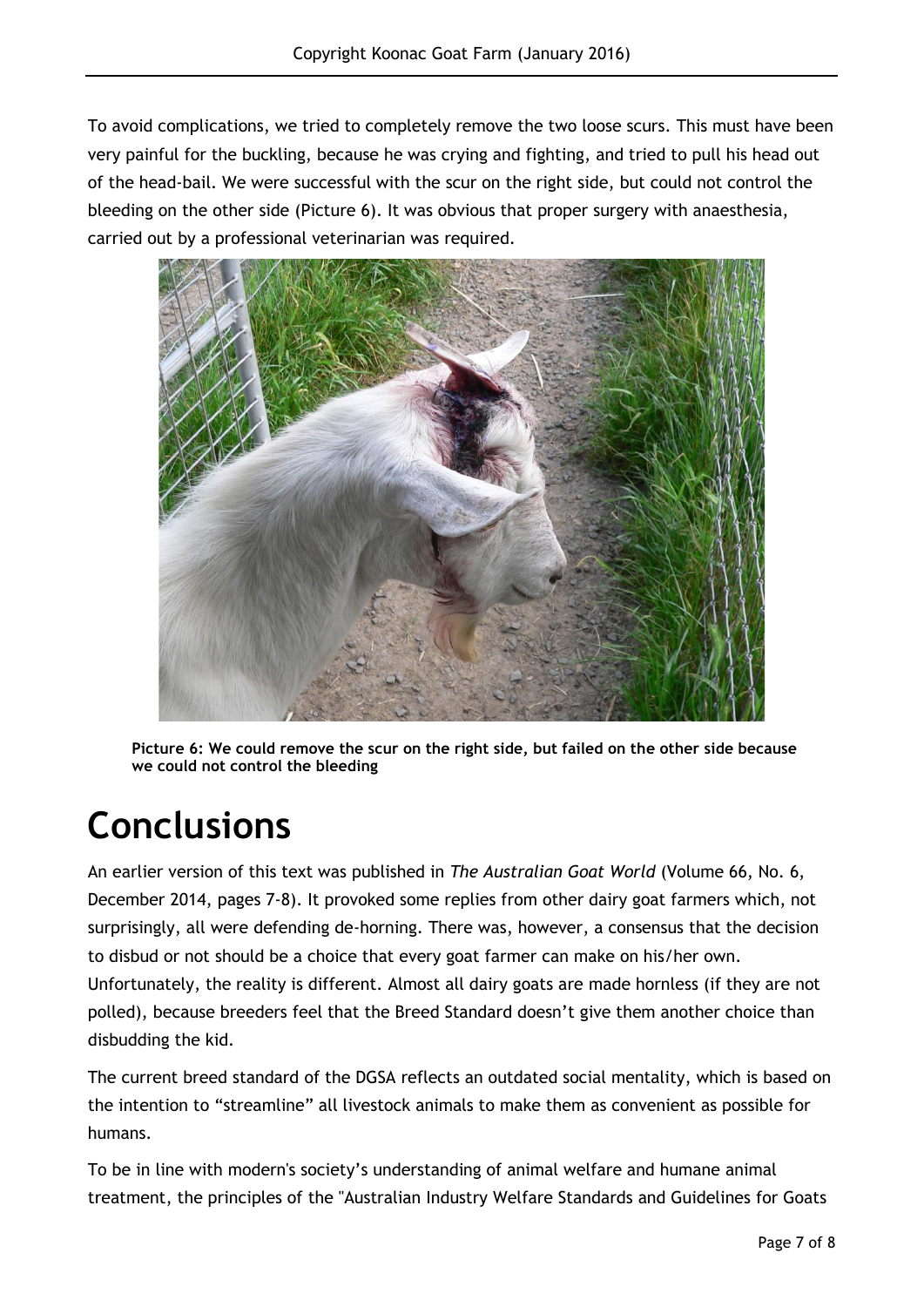To avoid complications, we tried to completely remove the two loose scurs. This must have been very painful for the buckling, because he was crying and fighting, and tried to pull his head out of the head-bail. We were successful with the scur on the right side, but could not control the bleeding on the other side (Picture 6). It was obvious that proper surgery with anaesthesia, carried out by a professional veterinarian was required.

**Picture 6: We could remove the scur on the right side, but failed on the other side because we could not control the bleeding**

# Conclusions

An earlier version of this text was published in *The Australian Goat World* (Volume 66, No. 6, December 2014, pages 7-8). It provoked some replies from other dairy goat farmers which, not surprisingly, all were defending de-horning. There was, however, a consensus that the decision to disbud or not should be a choice that every goat farmer can make on his/her own. Unfortunately, the reality is different. Almost all dairy goats are made hornless (if they are not polled), because breeders feel that the Breed Standard doesn't give them another choice than disbudding the kid.

The current breed standard of the DGSA reflects an outdated social mentality, which is based on the intention to "streamline" all livestock animals to make them as convenient as possible for humans.

To be in line with modern's society's understanding of animal welfare and humane animal treatment, the principles of the "Australian Industry Welfare Standards and Guidelines for Goats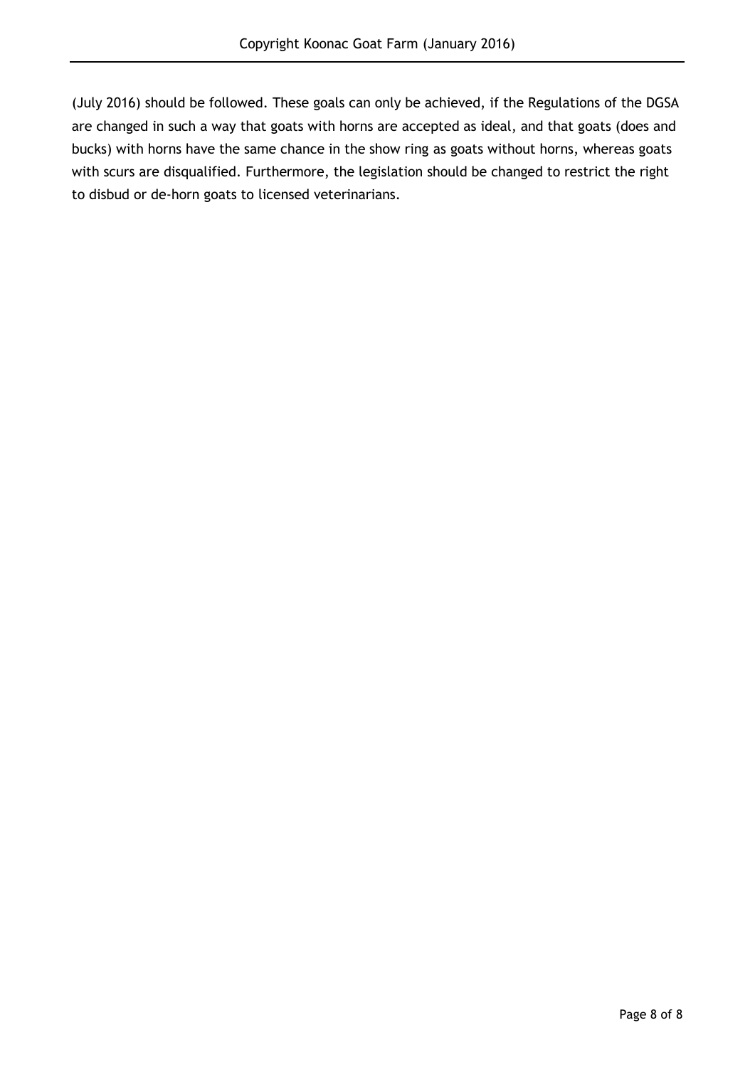(July 2016) should be followed. These goals can only be achieved, if the Regulations of the DGSA are changed in such a way that goats with horns are accepted as ideal, and that goats (does and bucks) with horns have the same chance in the show ring as goats without horns, whereas goats with scurs are disqualified. Furthermore, the legislation should be changed to restrict the right to disbud or de-horn goats to licensed veterinarians.